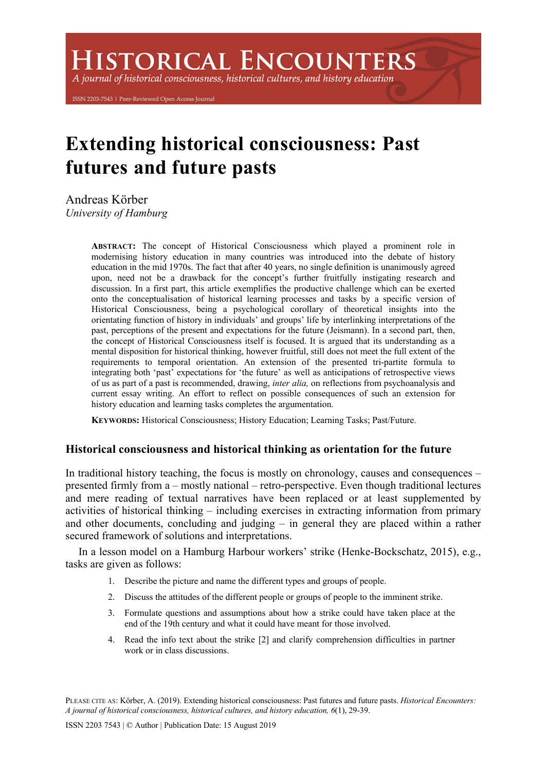# Extending historical consciousness: Past futures and future pasts

Andreas Körber
*University of Hamburg*

**ABSTRACT:** The concept of Historical Consciousness which played a prominent role in modernising history education in many countries was introduced into the debate of history education in the mid 1970s. The fact that after 40 years, no single definition is unanimously agreed upon, need not be a drawback for the concept's further fruitfully instigating research and discussion. In a first part, this article exemplifies the productive challenge which can be exerted onto the conceptualisation of historical learning processes and tasks by a specific version of Historical Consciousness, being a psychological corollary of theoretical insights into the orientating function of history in individuals' and groups' life by interlinking interpretations of the past, perceptions of the present and expectations for the future (Jeismann). In a second part, then, the concept of Historical Consciousness itself is focused. It is argued that its understanding as a mental disposition for historical thinking, however fruitful, still does not meet the full extent of the requirements to temporal orientation. An extension of the presented tri-partite formula to integrating both 'past' expectations for 'the future' as well as anticipations of retrospective views of us as part of a past is recommended, drawing, *inter alia,* on reflections from psychoanalysis and current essay writing. An effort to reflect on possible consequences of such an extension for history education and learning tasks completes the argumentation.

**KEYWORDS:** Historical Consciousness; History Education; Learning Tasks; Past/Future.

## Historical consciousness and historical thinking as orientation for the future

In traditional history teaching, the focus is mostly on chronology, causes and consequences – presented firmly from a – mostly national – retro-perspective. Even though traditional lectures and mere reading of textual narratives have been replaced or at least supplemented by activities of historical thinking – including exercises in extracting information from primary and other documents, concluding and judging – in general they are placed within a rather secured framework of solutions and interpretations.

In a lesson model on a Hamburg Harbour workers' strike (Henke-Bockschatz, 2015), e.g., tasks are given as follows:

1. Describe the picture and name the different types and groups of people.
2. Discuss the attitudes of the different people or groups of people to the imminent strike.
3. Formulate questions and assumptions about how a strike could have taken place at the end of the 19th century and what it could have meant for those involved.
4. Read the info text about the strike [2] and clarify comprehension difficulties in partner work or in class discussions.

PLEASE CITE AS: Körber, A. (2019). Extending historical consciousness: Past futures and future pasts. *Historical Encounters: A journal of historical consciousness, historical cultures, and history education, 6*(1), 29-39.

ISSN 2203 7543 | © Author | Publication Date: 15 August 2019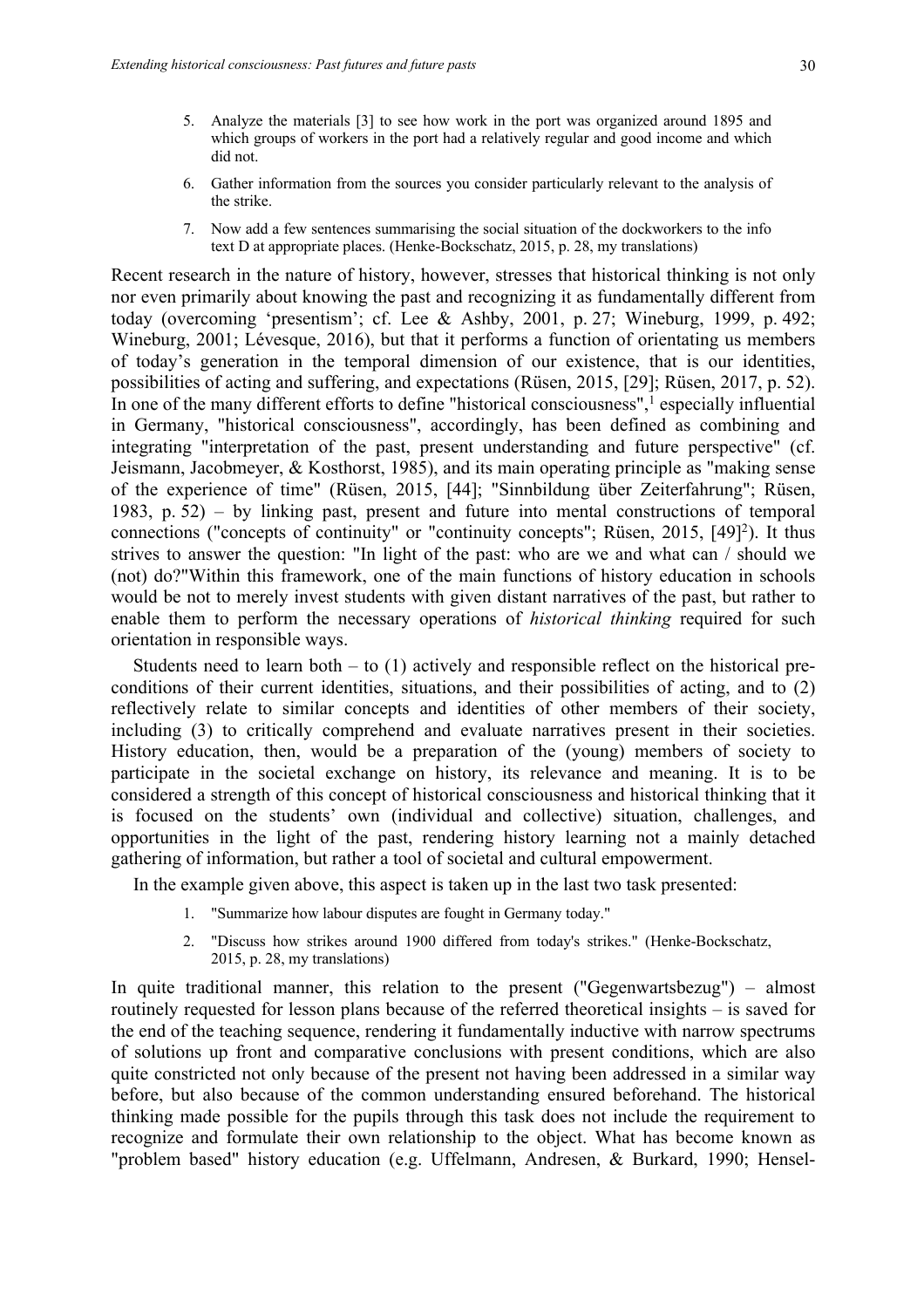5. Analyze the materials [3] to see how work in the port was organized around 1895 and which groups of workers in the port had a relatively regular and good income and which did not.
6. Gather information from the sources you consider particularly relevant to the analysis of the strike.
7. Now add a few sentences summarising the social situation of the dockworkers to the info text D at appropriate places. (Henke-Bockschatz, 2015, p. 28, my translations)

Recent research in the nature of history, however, stresses that historical thinking is not only nor even primarily about knowing the past and recognizing it as fundamentally different from today (overcoming 'presentism'; cf. Lee & Ashby, 2001, p. 27; Wineburg, 1999, p. 492; Wineburg, 2001; Lévesque, 2016), but that it performs a function of orientating us members of today's generation in the temporal dimension of our existence, that is our identities, possibilities of acting and suffering, and expectations (Rüsen, 2015, [29]; Rüsen, 2017, p. 52). In one of the many different efforts to define "historical consciousness",[1] especially influential in Germany, "historical consciousness", accordingly, has been defined as combining and integrating "interpretation of the past, present understanding and future perspective" (cf. Jeismann, Jacobmeyer, & Kosthorst, 1985), and its main operating principle as "making sense of the experience of time" (Rüsen, 2015, [44]; "Sinnbildung über Zeiterfahrung"; Rüsen, 1983, p. 52) – by linking past, present and future into mental constructions of temporal connections ("concepts of continuity" or "continuity concepts"; Rüsen, 2015, [49][2]). It thus strives to answer the question: "In light of the past: who are we and what can / should we (not) do?"Within this framework, one of the main functions of history education in schools would be not to merely invest students with given distant narratives of the past, but rather to enable them to perform the necessary operations of *historical thinking* required for such orientation in responsible ways.

Students need to learn both – to (1) actively and responsible reflect on the historical pre-conditions of their current identities, situations, and their possibilities of acting, and to (2) reflectively relate to similar concepts and identities of other members of their society, including (3) to critically comprehend and evaluate narratives present in their societies. History education, then, would be a preparation of the (young) members of society to participate in the societal exchange on history, its relevance and meaning. It is to be considered a strength of this concept of historical consciousness and historical thinking that it is focused on the students' own (individual and collective) situation, challenges, and opportunities in the light of the past, rendering history learning not a mainly detached gathering of information, but rather a tool of societal and cultural empowerment.

In the example given above, this aspect is taken up in the last two task presented:

1. "Summarize how labour disputes are fought in Germany today."
2. "Discuss how strikes around 1900 differed from today's strikes." (Henke-Bockschatz, 2015, p. 28, my translations)

In quite traditional manner, this relation to the present ("Gegenwartsbezug") – almost routinely requested for lesson plans because of the referred theoretical insights – is saved for the end of the teaching sequence, rendering it fundamentally inductive with narrow spectrums of solutions up front and comparative conclusions with present conditions, which are also quite constricted not only because of the present not having been addressed in a similar way before, but also because of the common understanding ensured beforehand. The historical thinking made possible for the pupils through this task does not include the requirement to recognize and formulate their own relationship to the object. What has become known as "problem based" history education (e.g. Uffelmann, Andresen, & Burkard, 1990; Hensel-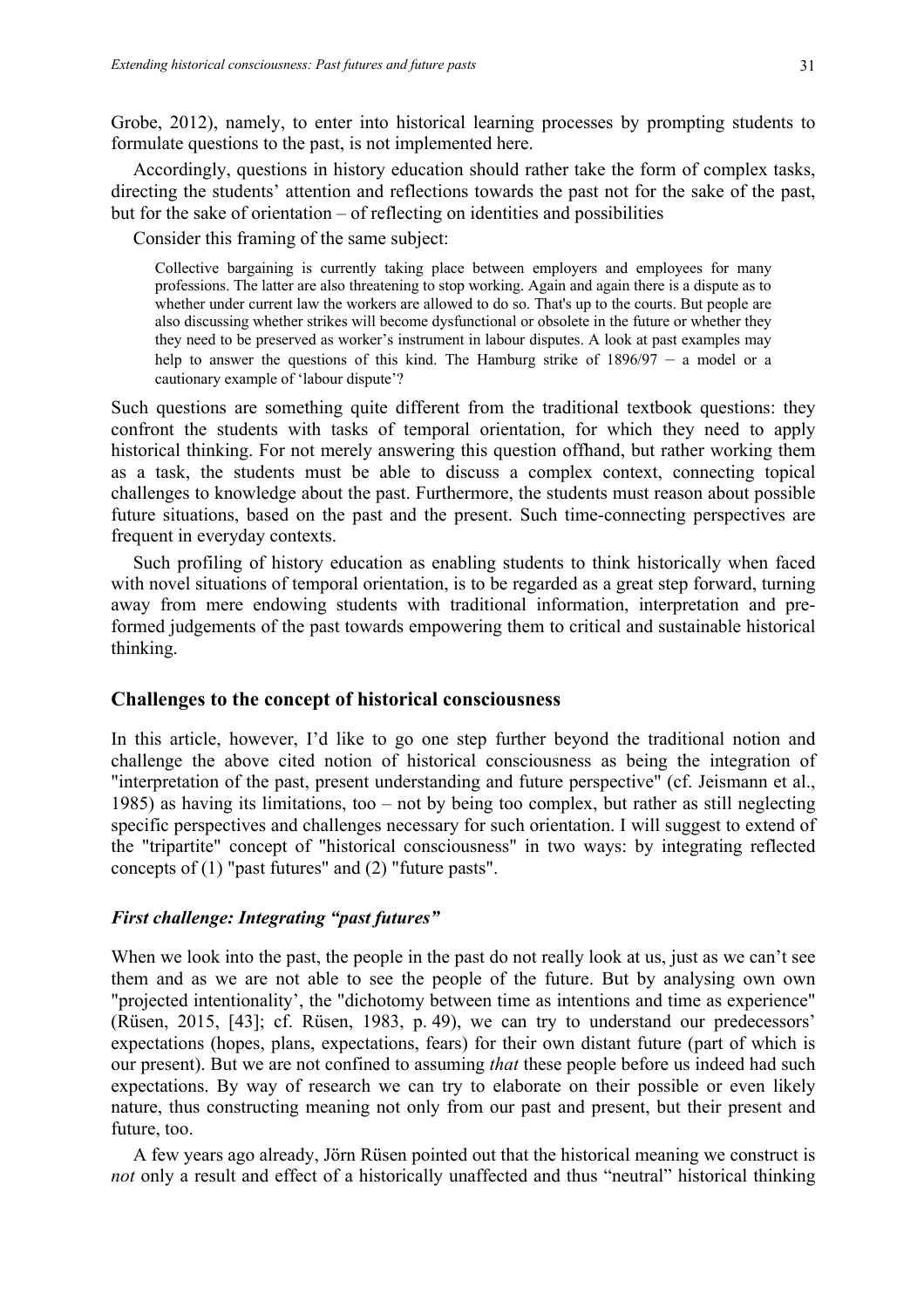Grobe, 2012), namely, to enter into historical learning processes by prompting students to formulate questions to the past, is not implemented here.

Accordingly, questions in history education should rather take the form of complex tasks, directing the students' attention and reflections towards the past not for the sake of the past, but for the sake of orientation – of reflecting on identities and possibilities

Consider this framing of the same subject:

> Collective bargaining is currently taking place between employers and employees for many professions. The latter are also threatening to stop working. Again and again there is a dispute as to whether under current law the workers are allowed to do so. That's up to the courts. But people are also discussing whether strikes will become dysfunctional or obsolete in the future or whether they they need to be preserved as worker's instrument in labour disputes. A look at past examples may help to answer the questions of this kind. The Hamburg strike of 1896/97 – a model or a cautionary example of 'labour dispute'?

Such questions are something quite different from the traditional textbook questions: they confront the students with tasks of temporal orientation, for which they need to apply historical thinking. For not merely answering this question offhand, but rather working them as a task, the students must be able to discuss a complex context, connecting topical challenges to knowledge about the past. Furthermore, the students must reason about possible future situations, based on the past and the present. Such time-connecting perspectives are frequent in everyday contexts.

Such profiling of history education as enabling students to think historically when faced with novel situations of temporal orientation, is to be regarded as a great step forward, turning away from mere endowing students with traditional information, interpretation and pre-formed judgements of the past towards empowering them to critical and sustainable historical thinking.

## Challenges to the concept of historical consciousness

In this article, however, I'd like to go one step further beyond the traditional notion and challenge the above cited notion of historical consciousness as being the integration of "interpretation of the past, present understanding and future perspective" (cf. Jeismann et al., 1985) as having its limitations, too – not by being too complex, but rather as still neglecting specific perspectives and challenges necessary for such orientation. I will suggest to extend of the "tripartite" concept of "historical consciousness" in two ways: by integrating reflected concepts of (1) "past futures" and (2) "future pasts".

### *First challenge: Integrating "past futures"*

When we look into the past, the people in the past do not really look at us, just as we can't see them and as we are not able to see the people of the future. But by analysing own own "projected intentionality', the "dichotomy between time as intentions and time as experience" (Rüsen, 2015, [43]; cf. Rüsen, 1983, p. 49), we can try to understand our predecessors' expectations (hopes, plans, expectations, fears) for their own distant future (part of which is our present). But we are not confined to assuming *that* these people before us indeed had such expectations. By way of research we can try to elaborate on their possible or even likely nature, thus constructing meaning not only from our past and present, but their present and future, too.

A few years ago already, Jörn Rüsen pointed out that the historical meaning we construct is *not* only a result and effect of a historically unaffected and thus "neutral" historical thinking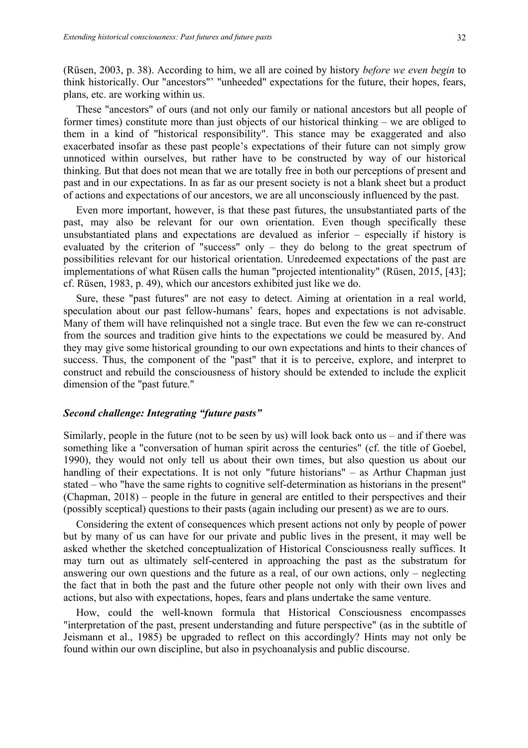(Rüsen, 2003, p. 38). According to him, we all are coined by history *before we even begin* to think historically. Our "ancestors"' "unheeded" expectations for the future, their hopes, fears, plans, etc. are working within us.

These "ancestors" of ours (and not only our family or national ancestors but all people of former times) constitute more than just objects of our historical thinking – we are obliged to them in a kind of "historical responsibility". This stance may be exaggerated and also exacerbated insofar as these past people's expectations of their future can not simply grow unnoticed within ourselves, but rather have to be constructed by way of our historical thinking. But that does not mean that we are totally free in both our perceptions of present and past and in our expectations. In as far as our present society is not a blank sheet but a product of actions and expectations of our ancestors, we are all unconsciously influenced by the past.

Even more important, however, is that these past futures, the unsubstantiated parts of the past, may also be relevant for our own orientation. Even though specifically these unsubstantiated plans and expectations are devalued as inferior – especially if history is evaluated by the criterion of "success" only – they do belong to the great spectrum of possibilities relevant for our historical orientation. Unredeemed expectations of the past are implementations of what Rüsen calls the human "projected intentionality" (Rüsen, 2015, [43]; cf. Rüsen, 1983, p. 49), which our ancestors exhibited just like we do.

Sure, these "past futures" are not easy to detect. Aiming at orientation in a real world, speculation about our past fellow-humans' fears, hopes and expectations is not advisable. Many of them will have relinquished not a single trace. But even the few we can re-construct from the sources and tradition give hints to the expectations we could be measured by. And they may give some historical grounding to our own expectations and hints to their chances of success. Thus, the component of the "past" that it is to perceive, explore, and interpret to construct and rebuild the consciousness of history should be extended to include the explicit dimension of the "past future."

### *Second challenge: Integrating "future pasts"*

Similarly, people in the future (not to be seen by us) will look back onto us – and if there was something like a "conversation of human spirit across the centuries" (cf. the title of Goebel, 1990), they would not only tell us about their own times, but also question us about our handling of their expectations. It is not only "future historians" – as Arthur Chapman just stated – who "have the same rights to cognitive self-determination as historians in the present" (Chapman, 2018) – people in the future in general are entitled to their perspectives and their (possibly sceptical) questions to their pasts (again including our present) as we are to ours.

Considering the extent of consequences which present actions not only by people of power but by many of us can have for our private and public lives in the present, it may well be asked whether the sketched conceptualization of Historical Consciousness really suffices. It may turn out as ultimately self-centered in approaching the past as the substratum for answering our own questions and the future as a real, of our own actions, only – neglecting the fact that in both the past and the future other people not only with their own lives and actions, but also with expectations, hopes, fears and plans undertake the same venture.

How, could the well-known formula that Historical Consciousness encompasses "interpretation of the past, present understanding and future perspective" (as in the subtitle of Jeismann et al., 1985) be upgraded to reflect on this accordingly? Hints may not only be found within our own discipline, but also in psychoanalysis and public discourse.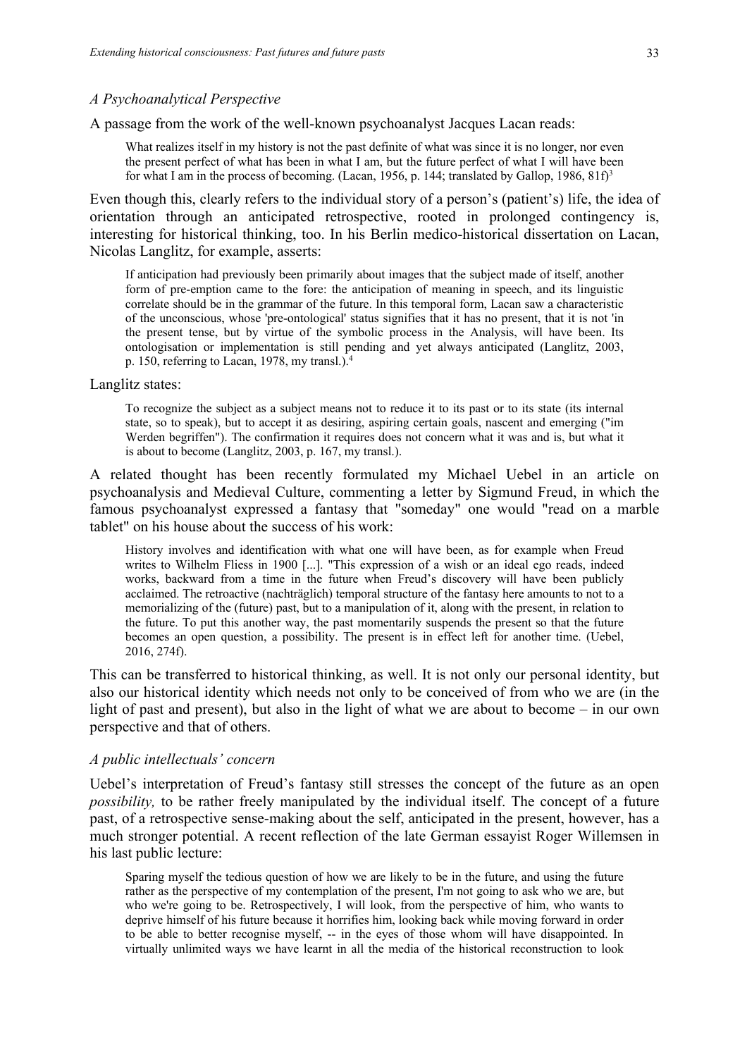*A Psychoanalytical Perspective*

A passage from the work of the well-known psychoanalyst Jacques Lacan reads:

> What realizes itself in my history is not the past definite of what was since it is no longer, nor even the present perfect of what has been in what I am, but the future perfect of what I will have been for what I am in the process of becoming. (Lacan, 1956, p. 144; translated by Gallop, 1986, 81f)[3]

Even though this, clearly refers to the individual story of a person's (patient's) life, the idea of orientation through an anticipated retrospective, rooted in prolonged contingency is, interesting for historical thinking, too. In his Berlin medico-historical dissertation on Lacan, Nicolas Langlitz, for example, asserts:

> If anticipation had previously been primarily about images that the subject made of itself, another form of pre-emption came to the fore: the anticipation of meaning in speech, and its linguistic correlate should be in the grammar of the future. In this temporal form, Lacan saw a characteristic of the unconscious, whose 'pre-ontological' status signifies that it has no present, that it is not 'in the present tense, but by virtue of the symbolic process in the Analysis, will have been. Its ontologisation or implementation is still pending and yet always anticipated (Langlitz, 2003, p. 150, referring to Lacan, 1978, my transl.).[4]

Langlitz states:

> To recognize the subject as a subject means not to reduce it to its past or to its state (its internal state, so to speak), but to accept it as desiring, aspiring certain goals, nascent and emerging ("im Werden begriffen"). The confirmation it requires does not concern what it was and is, but what it is about to become (Langlitz, 2003, p. 167, my transl.).

A related thought has been recently formulated my Michael Uebel in an article on psychoanalysis and Medieval Culture, commenting a letter by Sigmund Freud, in which the famous psychoanalyst expressed a fantasy that "someday" one would "read on a marble tablet" on his house about the success of his work:

> History involves and identification with what one will have been, as for example when Freud writes to Wilhelm Fliess in 1900 [...]. "This expression of a wish or an ideal ego reads, indeed works, backward from a time in the future when Freud's discovery will have been publicly acclaimed. The retroactive (nachträglich) temporal structure of the fantasy here amounts to not to a memorializing of the (future) past, but to a manipulation of it, along with the present, in relation to the future. To put this another way, the past momentarily suspends the present so that the future becomes an open question, a possibility. The present is in effect left for another time. (Uebel, 2016, 274f).

This can be transferred to historical thinking, as well. It is not only our personal identity, but also our historical identity which needs not only to be conceived of from who we are (in the light of past and present), but also in the light of what we are about to become – in our own perspective and that of others.

*A public intellectuals' concern*

Uebel's interpretation of Freud's fantasy still stresses the concept of the future as an open *possibility,* to be rather freely manipulated by the individual itself. The concept of a future past, of a retrospective sense-making about the self, anticipated in the present, however, has a much stronger potential. A recent reflection of the late German essayist Roger Willemsen in his last public lecture:

> Sparing myself the tedious question of how we are likely to be in the future, and using the future rather as the perspective of my contemplation of the present, I'm not going to ask who we are, but who we're going to be. Retrospectively, I will look, from the perspective of him, who wants to deprive himself of his future because it horrifies him, looking back while moving forward in order to be able to better recognise myself, -- in the eyes of those whom will have disappointed. In virtually unlimited ways we have learnt in all the media of the historical reconstruction to look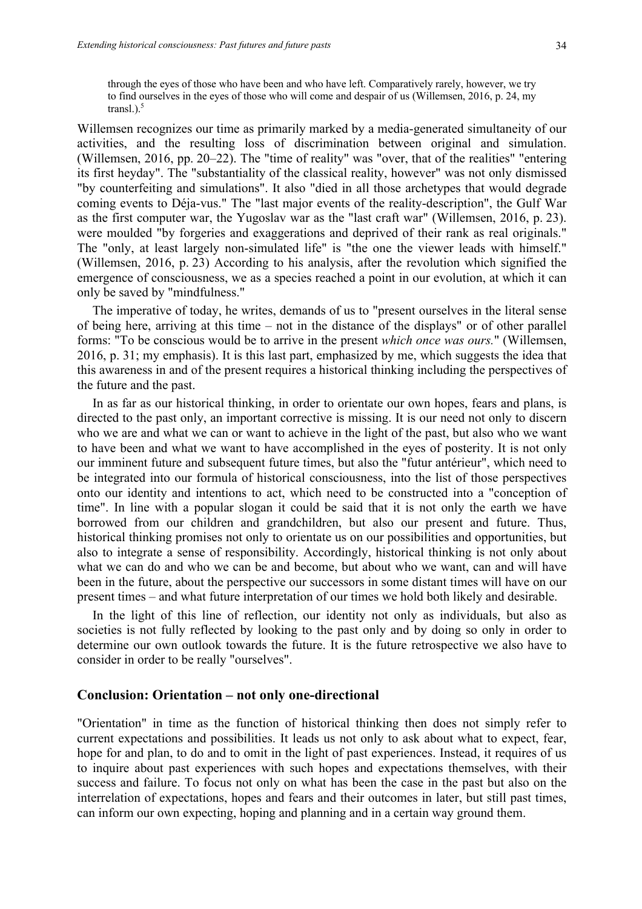> through the eyes of those who have been and who have left. Comparatively rarely, however, we try to find ourselves in the eyes of those who will come and despair of us (Willemsen, 2016, p. 24, my transl.).[5]

Willemsen recognizes our time as primarily marked by a media-generated simultaneity of our activities, and the resulting loss of discrimination between original and simulation. (Willemsen, 2016, pp. 20–22). The "time of reality" was "over, that of the realities" "entering its first heyday". The "substantiality of the classical reality, however" was not only dismissed "by counterfeiting and simulations". It also "died in all those archetypes that would degrade coming events to Déja-vus." The "last major events of the reality-description", the Gulf War as the first computer war, the Yugoslav war as the "last craft war" (Willemsen, 2016, p. 23). were moulded "by forgeries and exaggerations and deprived of their rank as real originals." The "only, at least largely non-simulated life" is "the one the viewer leads with himself." (Willemsen, 2016, p. 23) According to his analysis, after the revolution which signified the emergence of consciousness, we as a species reached a point in our evolution, at which it can only be saved by "mindfulness."

The imperative of today, he writes, demands of us to "present ourselves in the literal sense of being here, arriving at this time – not in the distance of the displays" or of other parallel forms: "To be conscious would be to arrive in the present *which once was ours.*" (Willemsen, 2016, p. 31; my emphasis). It is this last part, emphasized by me, which suggests the idea that this awareness in and of the present requires a historical thinking including the perspectives of the future and the past.

In as far as our historical thinking, in order to orientate our own hopes, fears and plans, is directed to the past only, an important corrective is missing. It is our need not only to discern who we are and what we can or want to achieve in the light of the past, but also who we want to have been and what we want to have accomplished in the eyes of posterity. It is not only our imminent future and subsequent future times, but also the "futur antérieur", which need to be integrated into our formula of historical consciousness, into the list of those perspectives onto our identity and intentions to act, which need to be constructed into a "conception of time". In line with a popular slogan it could be said that it is not only the earth we have borrowed from our children and grandchildren, but also our present and future. Thus, historical thinking promises not only to orientate us on our possibilities and opportunities, but also to integrate a sense of responsibility. Accordingly, historical thinking is not only about what we can do and who we can be and become, but about who we want, can and will have been in the future, about the perspective our successors in some distant times will have on our present times – and what future interpretation of our times we hold both likely and desirable.

In the light of this line of reflection, our identity not only as individuals, but also as societies is not fully reflected by looking to the past only and by doing so only in order to determine our own outlook towards the future. It is the future retrospective we also have to consider in order to be really "ourselves".

## Conclusion: Orientation – not only one-directional

"Orientation" in time as the function of historical thinking then does not simply refer to current expectations and possibilities. It leads us not only to ask about what to expect, fear, hope for and plan, to do and to omit in the light of past experiences. Instead, it requires of us to inquire about past experiences with such hopes and expectations themselves, with their success and failure. To focus not only on what has been the case in the past but also on the interrelation of expectations, hopes and fears and their outcomes in later, but still past times, can inform our own expecting, hoping and planning and in a certain way ground them.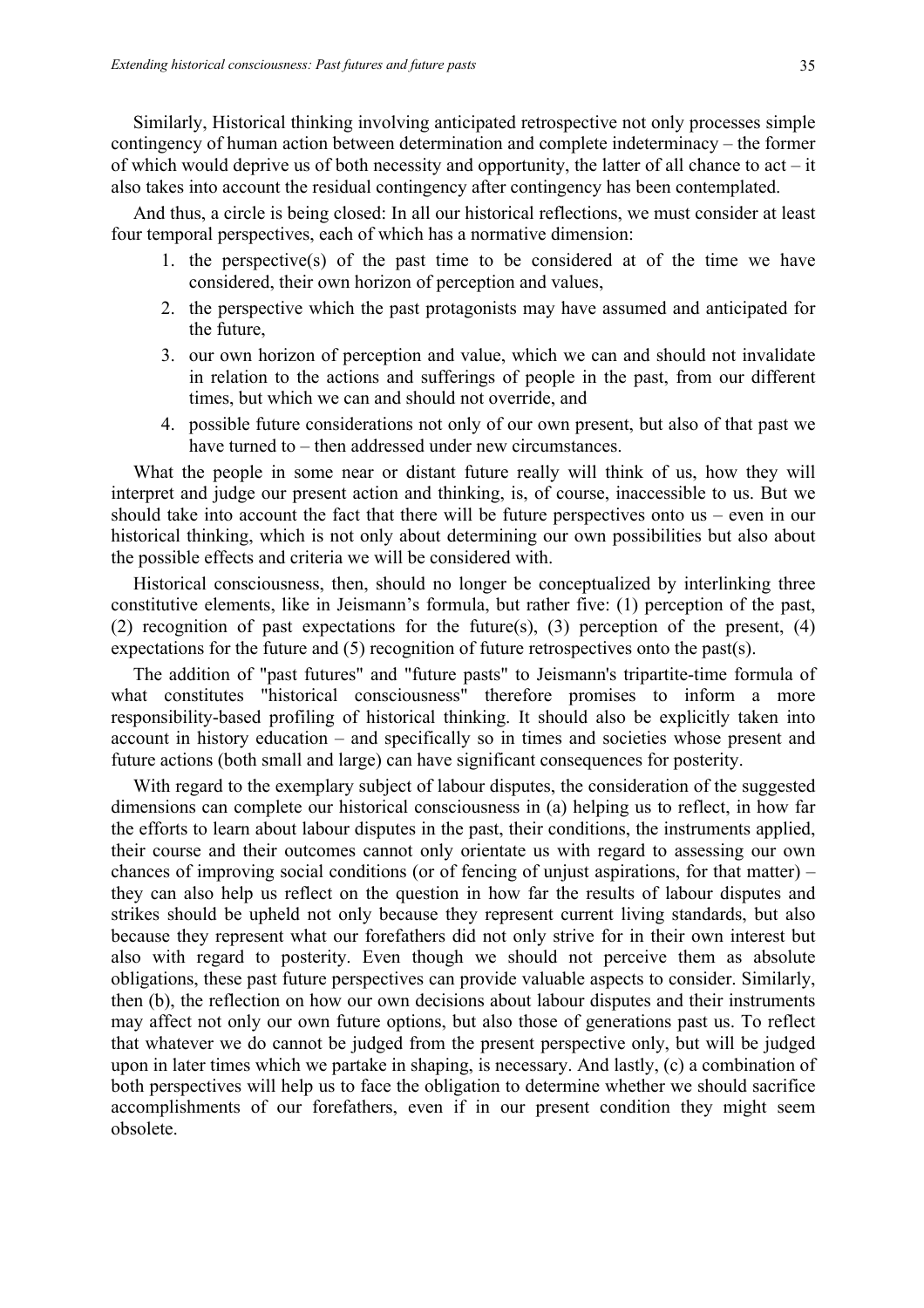Similarly, Historical thinking involving anticipated retrospective not only processes simple contingency of human action between determination and complete indeterminacy – the former of which would deprive us of both necessity and opportunity, the latter of all chance to act – it also takes into account the residual contingency after contingency has been contemplated.

And thus, a circle is being closed: In all our historical reflections, we must consider at least four temporal perspectives, each of which has a normative dimension:

1. the perspective(s) of the past time to be considered at of the time we have considered, their own horizon of perception and values,
2. the perspective which the past protagonists may have assumed and anticipated for the future,
3. our own horizon of perception and value, which we can and should not invalidate in relation to the actions and sufferings of people in the past, from our different times, but which we can and should not override, and
4. possible future considerations not only of our own present, but also of that past we have turned to – then addressed under new circumstances.

What the people in some near or distant future really will think of us, how they will interpret and judge our present action and thinking, is, of course, inaccessible to us. But we should take into account the fact that there will be future perspectives onto us – even in our historical thinking, which is not only about determining our own possibilities but also about the possible effects and criteria we will be considered with.

Historical consciousness, then, should no longer be conceptualized by interlinking three constitutive elements, like in Jeismann's formula, but rather five: (1) perception of the past, (2) recognition of past expectations for the future(s), (3) perception of the present, (4) expectations for the future and (5) recognition of future retrospectives onto the past(s).

The addition of "past futures" and "future pasts" to Jeismann's tripartite-time formula of what constitutes "historical consciousness" therefore promises to inform a more responsibility-based profiling of historical thinking. It should also be explicitly taken into account in history education – and specifically so in times and societies whose present and future actions (both small and large) can have significant consequences for posterity.

With regard to the exemplary subject of labour disputes, the consideration of the suggested dimensions can complete our historical consciousness in (a) helping us to reflect, in how far the efforts to learn about labour disputes in the past, their conditions, the instruments applied, their course and their outcomes cannot only orientate us with regard to assessing our own chances of improving social conditions (or of fencing of unjust aspirations, for that matter) – they can also help us reflect on the question in how far the results of labour disputes and strikes should be upheld not only because they represent current living standards, but also because they represent what our forefathers did not only strive for in their own interest but also with regard to posterity. Even though we should not perceive them as absolute obligations, these past future perspectives can provide valuable aspects to consider. Similarly, then (b), the reflection on how our own decisions about labour disputes and their instruments may affect not only our own future options, but also those of generations past us. To reflect that whatever we do cannot be judged from the present perspective only, but will be judged upon in later times which we partake in shaping, is necessary. And lastly, (c) a combination of both perspectives will help us to face the obligation to determine whether we should sacrifice accomplishments of our forefathers, even if in our present condition they might seem obsolete.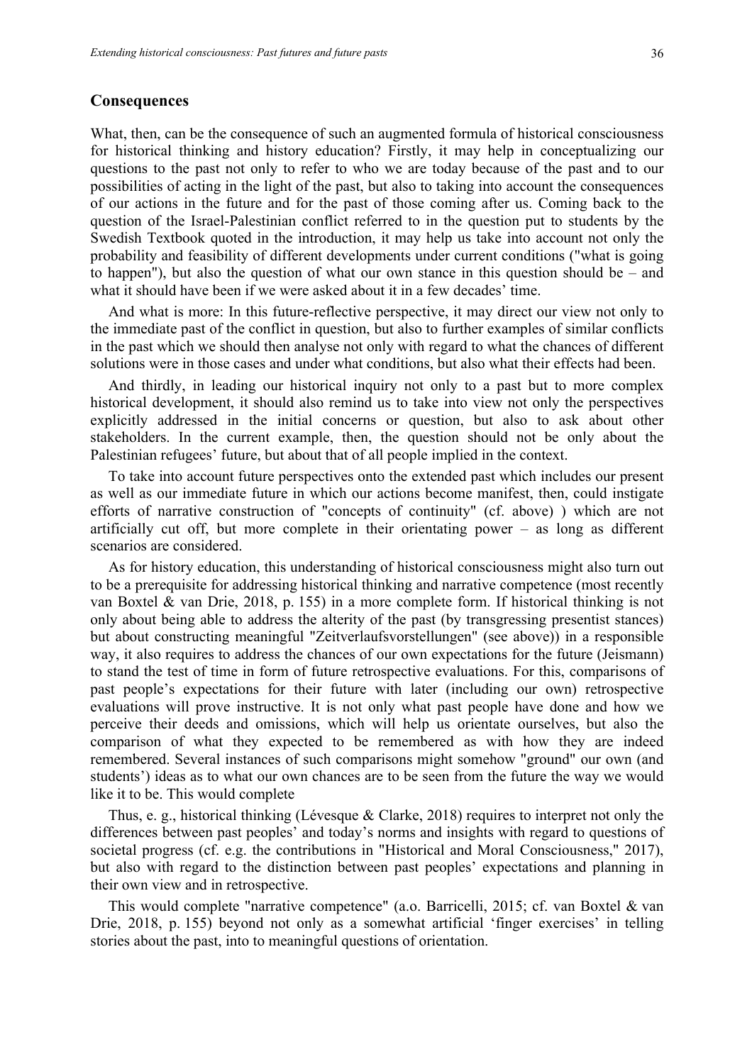## Consequences

What, then, can be the consequence of such an augmented formula of historical consciousness for historical thinking and history education? Firstly, it may help in conceptualizing our questions to the past not only to refer to who we are today because of the past and to our possibilities of acting in the light of the past, but also to taking into account the consequences of our actions in the future and for the past of those coming after us. Coming back to the question of the Israel-Palestinian conflict referred to in the question put to students by the Swedish Textbook quoted in the introduction, it may help us take into account not only the probability and feasibility of different developments under current conditions ("what is going to happen"), but also the question of what our own stance in this question should be – and what it should have been if we were asked about it in a few decades' time.

And what is more: In this future-reflective perspective, it may direct our view not only to the immediate past of the conflict in question, but also to further examples of similar conflicts in the past which we should then analyse not only with regard to what the chances of different solutions were in those cases and under what conditions, but also what their effects had been.

And thirdly, in leading our historical inquiry not only to a past but to more complex historical development, it should also remind us to take into view not only the perspectives explicitly addressed in the initial concerns or question, but also to ask about other stakeholders. In the current example, then, the question should not be only about the Palestinian refugees' future, but about that of all people implied in the context.

To take into account future perspectives onto the extended past which includes our present as well as our immediate future in which our actions become manifest, then, could instigate efforts of narrative construction of "concepts of continuity" (cf. above) ) which are not artificially cut off, but more complete in their orientating power – as long as different scenarios are considered.

As for history education, this understanding of historical consciousness might also turn out to be a prerequisite for addressing historical thinking and narrative competence (most recently van Boxtel & van Drie, 2018, p. 155) in a more complete form. If historical thinking is not only about being able to address the alterity of the past (by transgressing presentist stances) but about constructing meaningful "Zeitverlaufsvorstellungen" (see above)) in a responsible way, it also requires to address the chances of our own expectations for the future (Jeismann) to stand the test of time in form of future retrospective evaluations. For this, comparisons of past people's expectations for their future with later (including our own) retrospective evaluations will prove instructive. It is not only what past people have done and how we perceive their deeds and omissions, which will help us orientate ourselves, but also the comparison of what they expected to be remembered as with how they are indeed remembered. Several instances of such comparisons might somehow "ground" our own (and students') ideas as to what our own chances are to be seen from the future the way we would like it to be. This would complete

Thus, e. g., historical thinking (Lévesque & Clarke, 2018) requires to interpret not only the differences between past peoples' and today's norms and insights with regard to questions of societal progress (cf. e.g. the contributions in "Historical and Moral Consciousness," 2017), but also with regard to the distinction between past peoples' expectations and planning in their own view and in retrospective.

This would complete "narrative competence" (a.o. Barricelli, 2015; cf. van Boxtel & van Drie, 2018, p. 155) beyond not only as a somewhat artificial 'finger exercises' in telling stories about the past, into to meaningful questions of orientation.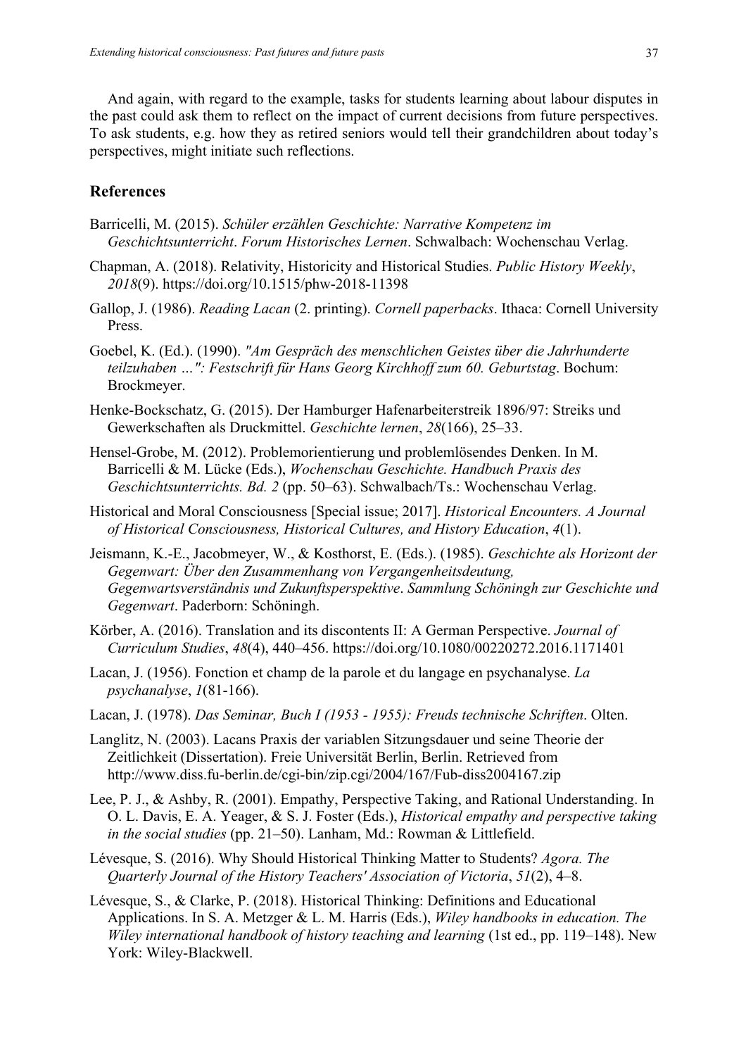And again, with regard to the example, tasks for students learning about labour disputes in the past could ask them to reflect on the impact of current decisions from future perspectives. To ask students, e.g. how they as retired seniors would tell their grandchildren about today's perspectives, might initiate such reflections.

## References

Barricelli, M. (2015). *Schüler erzählen Geschichte: Narrative Kompetenz im Geschichtsunterricht*. *Forum Historisches Lernen*. Schwalbach: Wochenschau Verlag.

Chapman, A. (2018). Relativity, Historicity and Historical Studies. *Public History Weekly*, *2018*(9). https://doi.org/10.1515/phw-2018-11398

Gallop, J. (1986). *Reading Lacan* (2. printing). *Cornell paperbacks*. Ithaca: Cornell University Press.

Goebel, K. (Ed.). (1990). *"Am Gespräch des menschlichen Geistes über die Jahrhunderte teilzuhaben …": Festschrift für Hans Georg Kirchhoff zum 60. Geburtstag*. Bochum: Brockmeyer.

Henke-Bockschatz, G. (2015). Der Hamburger Hafenarbeiterstreik 1896/97: Streiks und Gewerkschaften als Druckmittel. *Geschichte lernen*, *28*(166), 25–33.

Hensel-Grobe, M. (2012). Problemorientierung und problemlösendes Denken. In M. Barricelli & M. Lücke (Eds.), *Wochenschau Geschichte. Handbuch Praxis des Geschichtsunterrichts. Bd. 2* (pp. 50–63). Schwalbach/Ts.: Wochenschau Verlag.

Historical and Moral Consciousness [Special issue; 2017]. *Historical Encounters. A Journal of Historical Consciousness, Historical Cultures, and History Education*, *4*(1).

Jeismann, K.-E., Jacobmeyer, W., & Kosthorst, E. (Eds.). (1985). *Geschichte als Horizont der Gegenwart: Über den Zusammenhang von Vergangenheitsdeutung, Gegenwartsverständnis und Zukunftsperspektive*. *Sammlung Schöningh zur Geschichte und Gegenwart*. Paderborn: Schöningh.

Körber, A. (2016). Translation and its discontents II: A German Perspective. *Journal of Curriculum Studies*, *48*(4), 440–456. https://doi.org/10.1080/00220272.2016.1171401

Lacan, J. (1956). Fonction et champ de la parole et du langage en psychanalyse. *La psychanalyse*, *1*(81-166).

Lacan, J. (1978). *Das Seminar, Buch I (1953 - 1955): Freuds technische Schriften*. Olten.

Langlitz, N. (2003). Lacans Praxis der variablen Sitzungsdauer und seine Theorie der Zeitlichkeit (Dissertation). Freie Universität Berlin, Berlin. Retrieved from http://www.diss.fu-berlin.de/cgi-bin/zip.cgi/2004/167/Fub-diss2004167.zip

Lee, P. J., & Ashby, R. (2001). Empathy, Perspective Taking, and Rational Understanding. In O. L. Davis, E. A. Yeager, & S. J. Foster (Eds.), *Historical empathy and perspective taking in the social studies* (pp. 21–50). Lanham, Md.: Rowman & Littlefield.

Lévesque, S. (2016). Why Should Historical Thinking Matter to Students? *Agora. The Quarterly Journal of the History Teachers' Association of Victoria*, *51*(2), 4–8.

Lévesque, S., & Clarke, P. (2018). Historical Thinking: Definitions and Educational Applications. In S. A. Metzger & L. M. Harris (Eds.), *Wiley handbooks in education. The Wiley international handbook of history teaching and learning* (1st ed., pp. 119–148). New York: Wiley-Blackwell.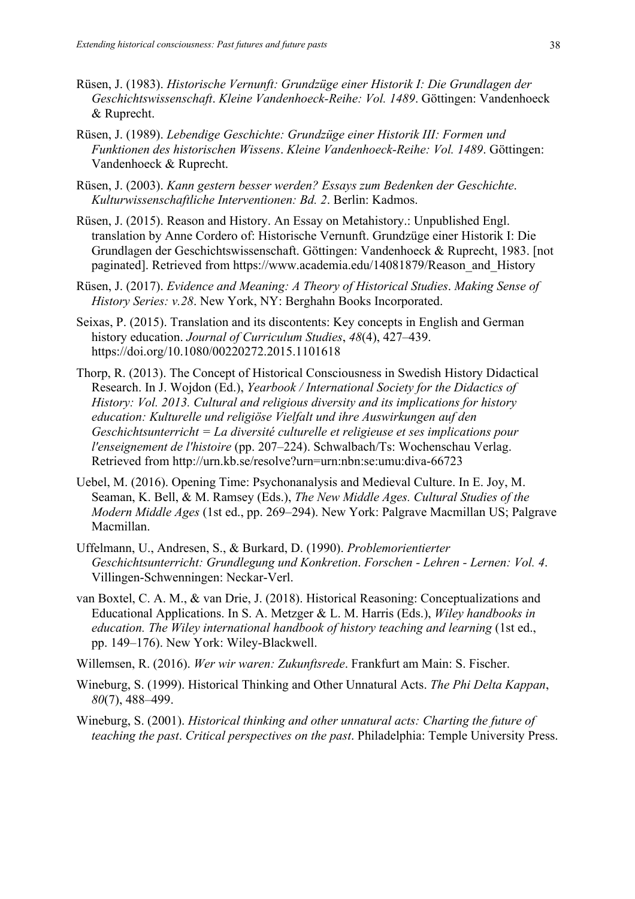Rüsen, J. (1983). *Historische Vernunft: Grundzüge einer Historik I: Die Grundlagen der Geschichtswissenschaft*. *Kleine Vandenhoeck-Reihe: Vol. 1489*. Göttingen: Vandenhoeck & Ruprecht.

Rüsen, J. (1989). *Lebendige Geschichte: Grundzüge einer Historik III: Formen und Funktionen des historischen Wissens*. *Kleine Vandenhoeck-Reihe: Vol. 1489*. Göttingen: Vandenhoeck & Ruprecht.

Rüsen, J. (2003). *Kann gestern besser werden? Essays zum Bedenken der Geschichte*. *Kulturwissenschaftliche Interventionen: Bd. 2*. Berlin: Kadmos.

Rüsen, J. (2015). Reason and History. An Essay on Metahistory.: Unpublished Engl. translation by Anne Cordero of: Historische Vernunft. Grundzüge einer Historik I: Die Grundlagen der Geschichtswissenschaft. Göttingen: Vandenhoeck & Ruprecht, 1983. [not paginated]. Retrieved from https://www.academia.edu/14081879/Reason_and_History

Rüsen, J. (2017). *Evidence and Meaning: A Theory of Historical Studies*. *Making Sense of History Series: v.28*. New York, NY: Berghahn Books Incorporated.

Seixas, P. (2015). Translation and its discontents: Key concepts in English and German history education. *Journal of Curriculum Studies*, *48*(4), 427–439. https://doi.org/10.1080/00220272.2015.1101618

Thorp, R. (2013). The Concept of Historical Consciousness in Swedish History Didactical Research. In J. Wojdon (Ed.), *Yearbook / International Society for the Didactics of History: Vol. 2013. Cultural and religious diversity and its implications for history education: Kulturelle und religiöse Vielfalt und ihre Auswirkungen auf den Geschichtsunterricht = La diversité culturelle et religieuse et ses implications pour l'enseignement de l'histoire* (pp. 207–224). Schwalbach/Ts: Wochenschau Verlag. Retrieved from http://urn.kb.se/resolve?urn=urn:nbn:se:umu:diva-66723

Uebel, M. (2016). Opening Time: Psychonanalysis and Medieval Culture. In E. Joy, M. Seaman, K. Bell, & M. Ramsey (Eds.), *The New Middle Ages. Cultural Studies of the Modern Middle Ages* (1st ed., pp. 269–294). New York: Palgrave Macmillan US; Palgrave Macmillan.

Uffelmann, U., Andresen, S., & Burkard, D. (1990). *Problemorientierter Geschichtsunterricht: Grundlegung und Konkretion*. *Forschen - Lehren - Lernen: Vol. 4*. Villingen-Schwenningen: Neckar-Verl.

van Boxtel, C. A. M., & van Drie, J. (2018). Historical Reasoning: Conceptualizations and Educational Applications. In S. A. Metzger & L. M. Harris (Eds.), *Wiley handbooks in education. The Wiley international handbook of history teaching and learning* (1st ed., pp. 149–176). New York: Wiley-Blackwell.

Willemsen, R. (2016). *Wer wir waren: Zukunftsrede*. Frankfurt am Main: S. Fischer.

Wineburg, S. (1999). Historical Thinking and Other Unnatural Acts. *The Phi Delta Kappan*, *80*(7), 488–499.

Wineburg, S. (2001). *Historical thinking and other unnatural acts: Charting the future of teaching the past*. *Critical perspectives on the past*. Philadelphia: Temple University Press.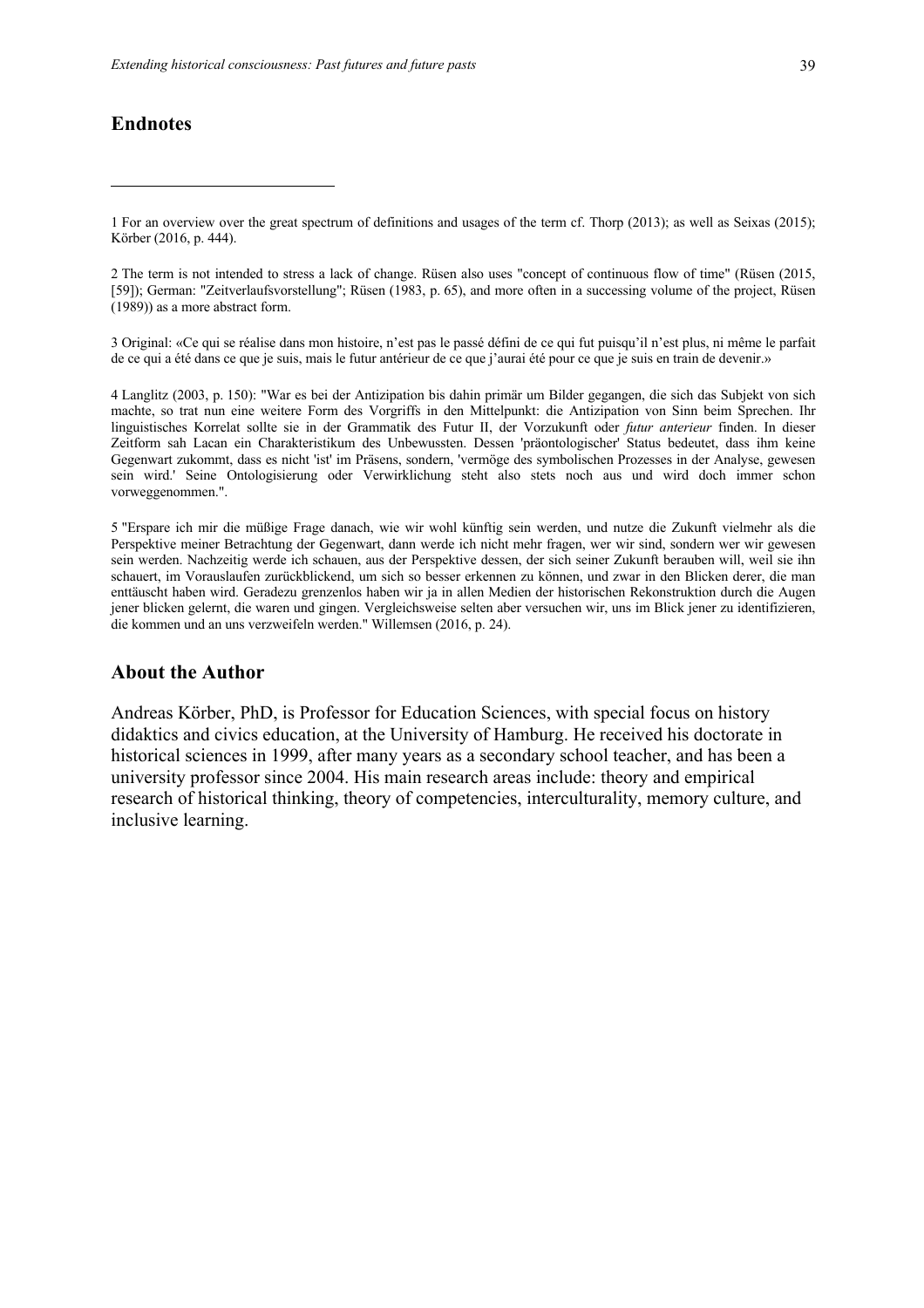## Endnotes

1 For an overview over the great spectrum of definitions and usages of the term cf. Thorp (2013); as well as Seixas (2015); Körber (2016, p. 444).

2 The term is not intended to stress a lack of change. Rüsen also uses "concept of continuous flow of time" (Rüsen (2015, [59]); German: "Zeitverlaufsvorstellung"; Rüsen (1983, p. 65), and more often in a successing volume of the project, Rüsen (1989)) as a more abstract form.

3 Original: «Ce qui se réalise dans mon histoire, n'est pas le passé défini de ce qui fut puisqu'il n'est plus, ni même le parfait de ce qui a été dans ce que je suis, mais le futur antérieur de ce que j'aurai été pour ce que je suis en train de devenir.»

4 Langlitz (2003, p. 150): "War es bei der Antizipation bis dahin primär um Bilder gegangen, die sich das Subjekt von sich machte, so trat nun eine weitere Form des Vorgriffs in den Mittelpunkt: die Antizipation von Sinn beim Sprechen. Ihr linguistisches Korrelat sollte sie in der Grammatik des Futur II, der Vorzukunft oder *futur anterieur* finden. In dieser Zeitform sah Lacan ein Charakteristikum des Unbewussten. Dessen 'präontologischer' Status bedeutet, dass ihm keine Gegenwart zukommt, dass es nicht 'ist' im Präsens, sondern, 'vermöge des symbolischen Prozesses in der Analyse, gewesen sein wird.' Seine Ontologisierung oder Verwirklichung steht also stets noch aus und wird doch immer schon vorweggenommen.".

5 "Erspare ich mir die müßige Frage danach, wie wir wohl künftig sein werden, und nutze die Zukunft vielmehr als die Perspektive meiner Betrachtung der Gegenwart, dann werde ich nicht mehr fragen, wer wir sind, sondern wer wir gewesen sein werden. Nachzeitig werde ich schauen, aus der Perspektive dessen, der sich seiner Zukunft berauben will, weil sie ihn schauert, im Vorauslaufen zurückblickend, um sich so besser erkennen zu können, und zwar in den Blicken derer, die man enttäuscht haben wird. Geradezu grenzenlos haben wir ja in allen Medien der historischen Rekonstruktion durch die Augen jener blicken gelernt, die waren und gingen. Vergleichsweise selten aber versuchen wir, uns im Blick jener zu identifizieren, die kommen und an uns verzweifeln werden." Willemsen (2016, p. 24).

## About the Author

Andreas Körber, PhD, is Professor for Education Sciences, with special focus on history didaktics and civics education, at the University of Hamburg. He received his doctorate in historical sciences in 1999, after many years as a secondary school teacher, and has been a university professor since 2004. His main research areas include: theory and empirical research of historical thinking, theory of competencies, interculturality, memory culture, and inclusive learning.